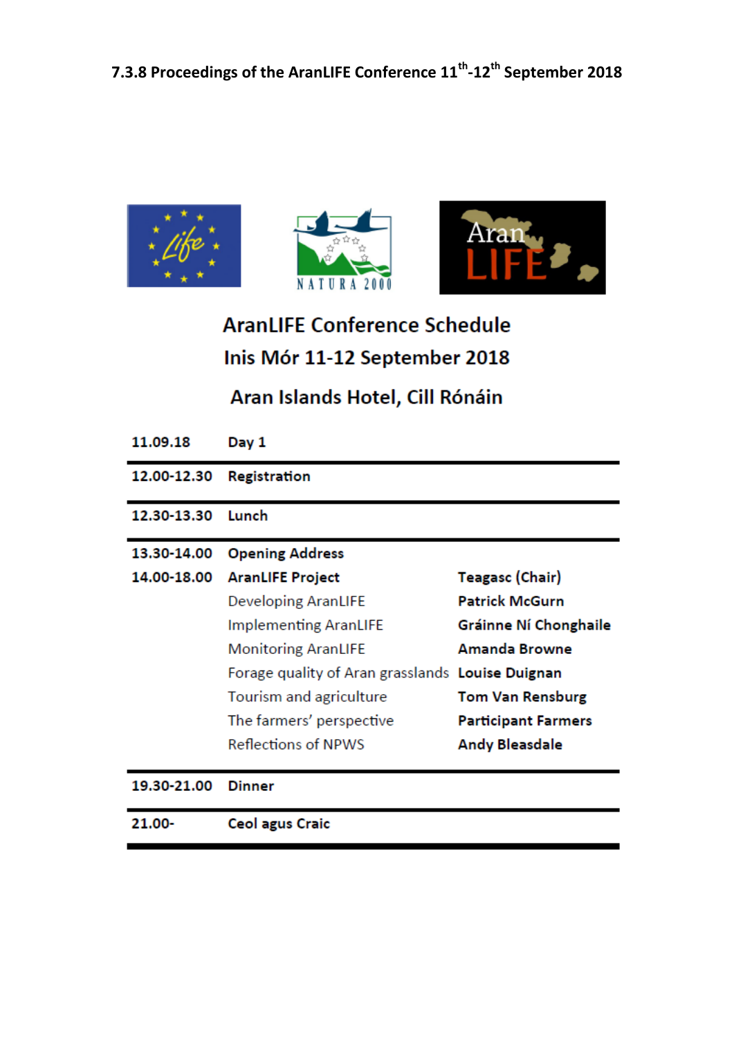## 7.3.8 Proceedings of the AranLIFE Conference 11th-12th September 2018

# AranLIFE Conference Schedule

## Inis Mór 11-12 September 2018

## Aran Islands Hotel, Cill Rónáin

| **11.09.18** | **Day 1** | |
|---|---|---|
| **12.00-12.30** | **Registration** | |
| **12.30-13.30** | **Lunch** | |
| **13.30-14.00** | **Opening Address** | |
| **14.00-18.00** | **AranLIFE Project** | **Teagasc (Chair)** |
| | Developing AranLIFE | **Patrick McGurn** |
| | Implementing AranLIFE | **Gráinne Ní Chonghaile** |
| | Monitoring AranLIFE | **Amanda Browne** |
| | Forage quality of Aran grasslands | **Louise Duignan** |
| | Tourism and agriculture | **Tom Van Rensburg** |
| | The farmers' perspective | **Participant Farmers** |
| | Reflections of NPWS | **Andy Bleasdale** |
| **19.30-21.00** | **Dinner** | |
| **21.00-** | **Ceol agus Craic** | |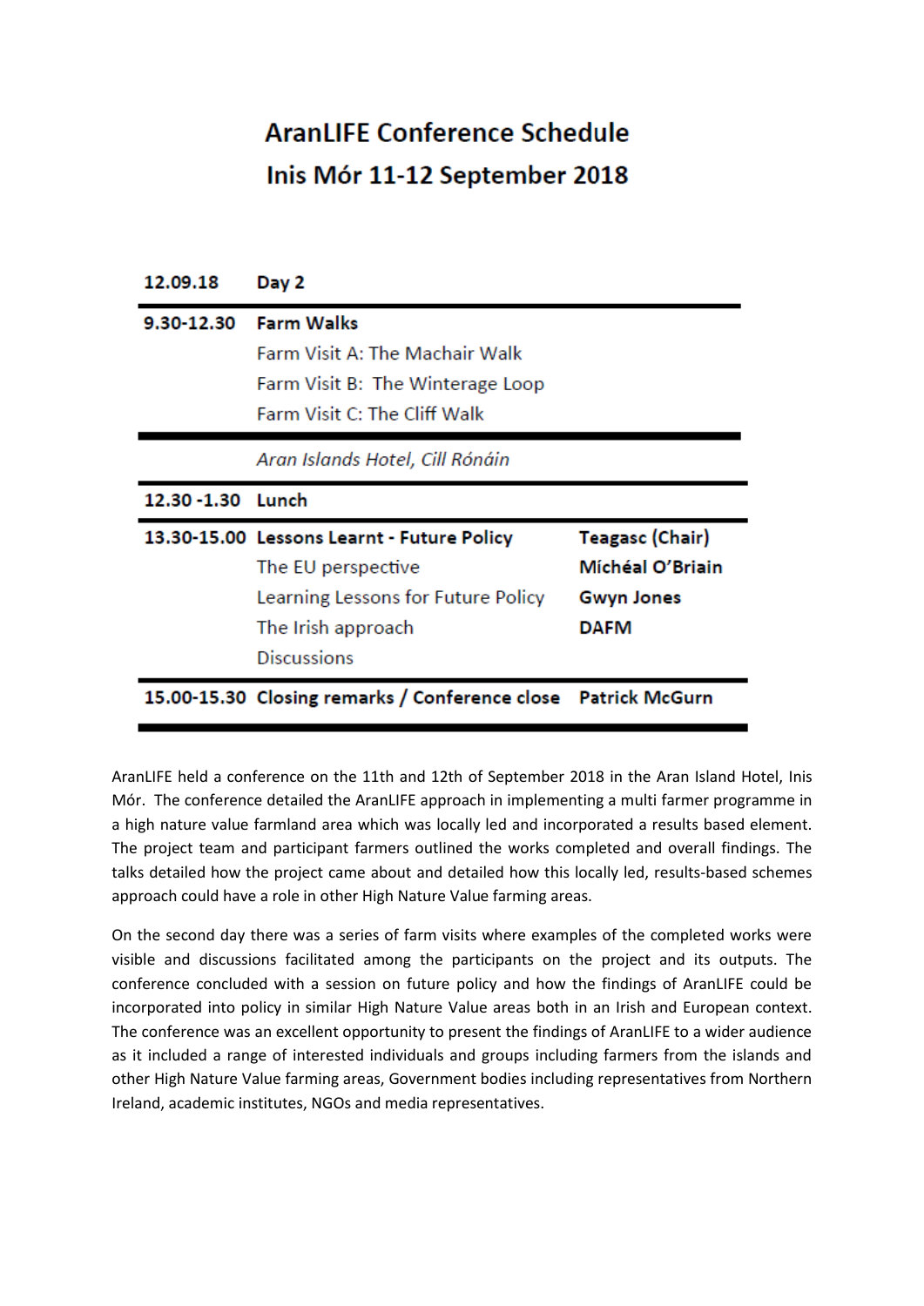# AranLIFE Conference Schedule
## Inis Mór 11-12 September 2018

| 12.09.18 | Day 2 | |
|---|---|---|
| **9.30-12.30** | **Farm Walks**<br>Farm Visit A: The Machair Walk<br>Farm Visit B: The Winterage Loop<br>Farm Visit C: The Cliff Walk | |
| | *Aran Islands Hotel, Cill Rónáin* | |
| **12.30 -1.30** | **Lunch** | |
| **13.30-15.00** | **Lessons Learnt - Future Policy** | **Teagasc (Chair)** |
| | The EU perspective | **Mícheál O'Briain** |
| | Learning Lessons for Future Policy | **Gwyn Jones** |
| | The Irish approach | **DAFM** |
| | Discussions | |
| **15.00-15.30** | **Closing remarks / Conference close** | **Patrick McGurn** |

AranLIFE held a conference on the 11th and 12th of September 2018 in the Aran Island Hotel, Inis Mór. The conference detailed the AranLIFE approach in implementing a multi farmer programme in a high nature value farmland area which was locally led and incorporated a results based element. The project team and participant farmers outlined the works completed and overall findings. The talks detailed how the project came about and detailed how this locally led, results-based schemes approach could have a role in other High Nature Value farming areas.

On the second day there was a series of farm visits where examples of the completed works were visible and discussions facilitated among the participants on the project and its outputs. The conference concluded with a session on future policy and how the findings of AranLIFE could be incorporated into policy in similar High Nature Value areas both in an Irish and European context. The conference was an excellent opportunity to present the findings of AranLIFE to a wider audience as it included a range of interested individuals and groups including farmers from the islands and other High Nature Value farming areas, Government bodies including representatives from Northern Ireland, academic institutes, NGOs and media representatives.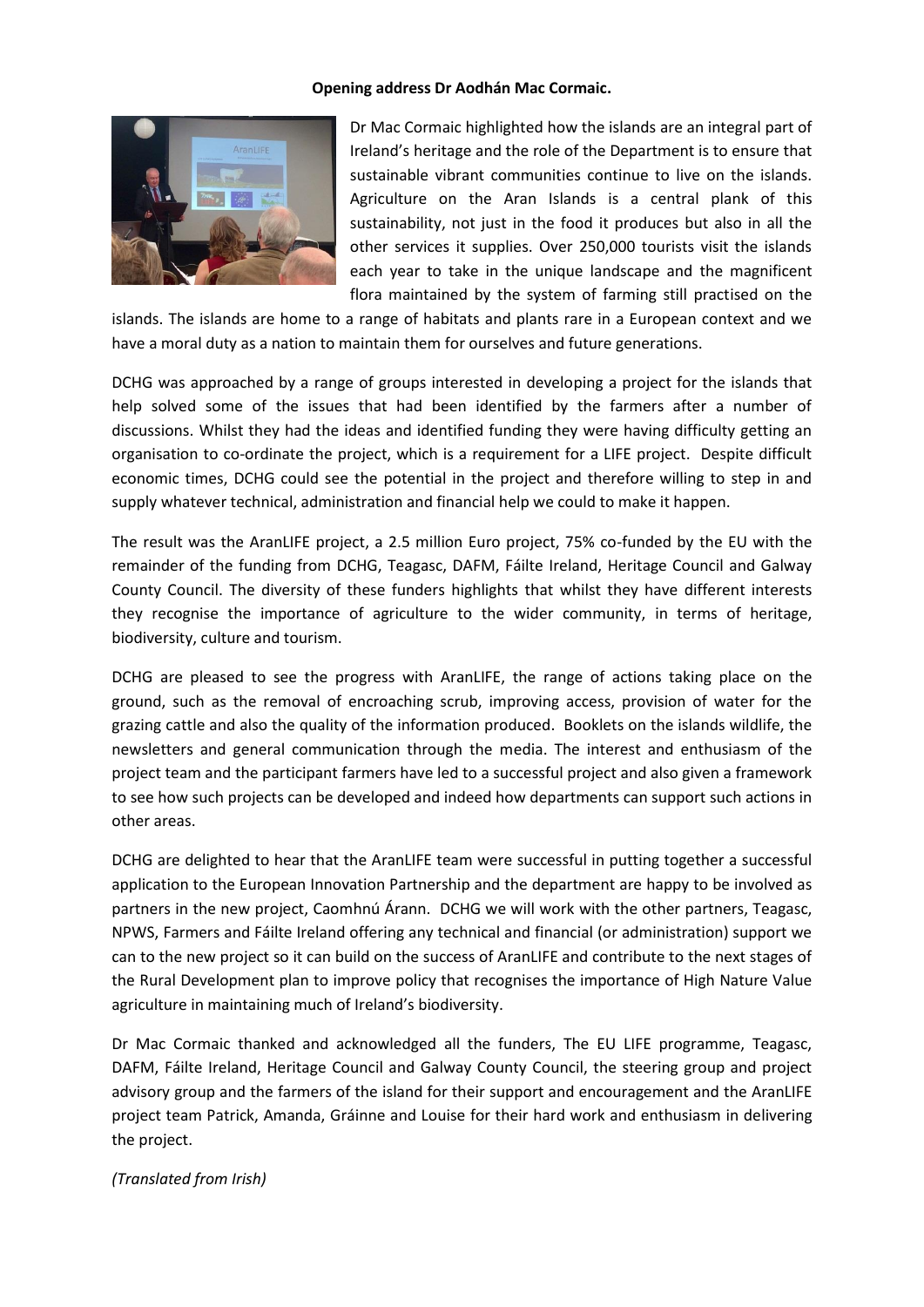**Opening address Dr Aodhán Mac Cormaic.**

Dr Mac Cormaic highlighted how the islands are an integral part of Ireland's heritage and the role of the Department is to ensure that sustainable vibrant communities continue to live on the islands. Agriculture on the Aran Islands is a central plank of this sustainability, not just in the food it produces but also in all the other services it supplies. Over 250,000 tourists visit the islands each year to take in the unique landscape and the magnificent flora maintained by the system of farming still practised on the islands. The islands are home to a range of habitats and plants rare in a European context and we have a moral duty as a nation to maintain them for ourselves and future generations.

DCHG was approached by a range of groups interested in developing a project for the islands that help solved some of the issues that had been identified by the farmers after a number of discussions. Whilst they had the ideas and identified funding they were having difficulty getting an organisation to co-ordinate the project, which is a requirement for a LIFE project. Despite difficult economic times, DCHG could see the potential in the project and therefore willing to step in and supply whatever technical, administration and financial help we could to make it happen.

The result was the AranLIFE project, a 2.5 million Euro project, 75% co-funded by the EU with the remainder of the funding from DCHG, Teagasc, DAFM, Fáilte Ireland, Heritage Council and Galway County Council. The diversity of these funders highlights that whilst they have different interests they recognise the importance of agriculture to the wider community, in terms of heritage, biodiversity, culture and tourism.

DCHG are pleased to see the progress with AranLIFE, the range of actions taking place on the ground, such as the removal of encroaching scrub, improving access, provision of water for the grazing cattle and also the quality of the information produced. Booklets on the islands wildlife, the newsletters and general communication through the media. The interest and enthusiasm of the project team and the participant farmers have led to a successful project and also given a framework to see how such projects can be developed and indeed how departments can support such actions in other areas.

DCHG are delighted to hear that the AranLIFE team were successful in putting together a successful application to the European Innovation Partnership and the department are happy to be involved as partners in the new project, Caomhnú Árann. DCHG we will work with the other partners, Teagasc, NPWS, Farmers and Fáilte Ireland offering any technical and financial (or administration) support we can to the new project so it can build on the success of AranLIFE and contribute to the next stages of the Rural Development plan to improve policy that recognises the importance of High Nature Value agriculture in maintaining much of Ireland's biodiversity.

Dr Mac Cormaic thanked and acknowledged all the funders, The EU LIFE programme, Teagasc, DAFM, Fáilte Ireland, Heritage Council and Galway County Council, the steering group and project advisory group and the farmers of the island for their support and encouragement and the AranLIFE project team Patrick, Amanda, Gráinne and Louise for their hard work and enthusiasm in delivering the project.

*(Translated from Irish)*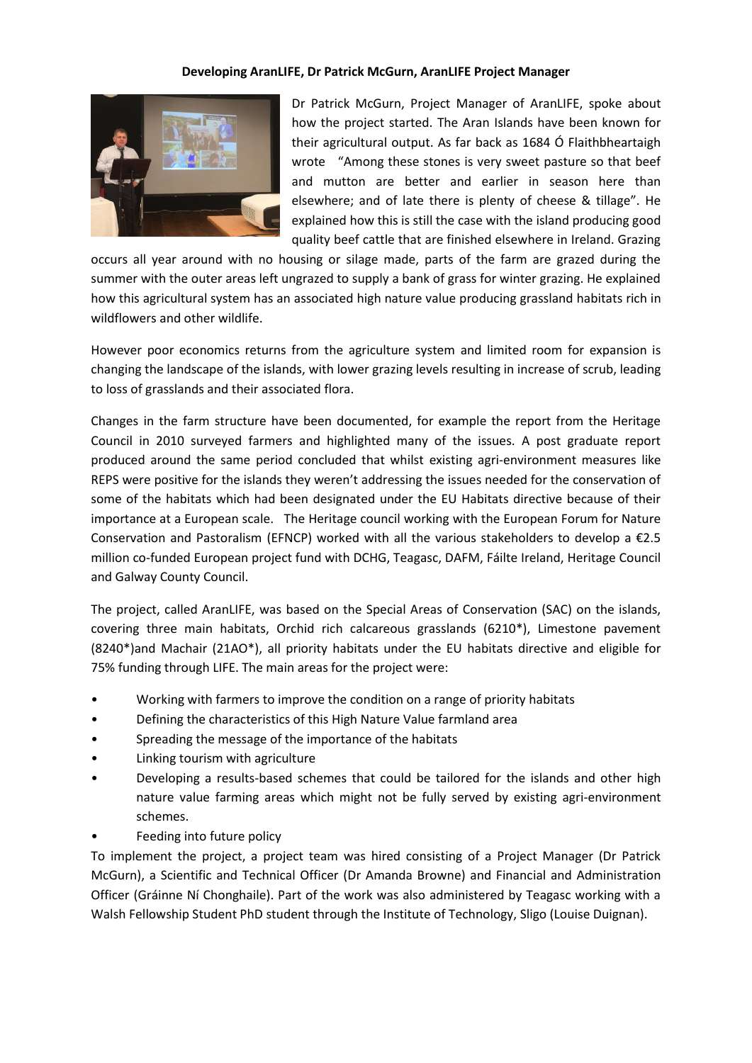**Developing AranLIFE, Dr Patrick McGurn, AranLIFE Project Manager**

Dr Patrick McGurn, Project Manager of AranLIFE, spoke about how the project started. The Aran Islands have been known for their agricultural output. As far back as 1684 Ó Flaithbheartaigh wrote "Among these stones is very sweet pasture so that beef and mutton are better and earlier in season here than elsewhere; and of late there is plenty of cheese & tillage". He explained how this is still the case with the island producing good quality beef cattle that are finished elsewhere in Ireland. Grazing occurs all year around with no housing or silage made, parts of the farm are grazed during the summer with the outer areas left ungrazed to supply a bank of grass for winter grazing. He explained how this agricultural system has an associated high nature value producing grassland habitats rich in wildflowers and other wildlife.

However poor economics returns from the agriculture system and limited room for expansion is changing the landscape of the islands, with lower grazing levels resulting in increase of scrub, leading to loss of grasslands and their associated flora.

Changes in the farm structure have been documented, for example the report from the Heritage Council in 2010 surveyed farmers and highlighted many of the issues. A post graduate report produced around the same period concluded that whilst existing agri-environment measures like REPS were positive for the islands they weren't addressing the issues needed for the conservation of some of the habitats which had been designated under the EU Habitats directive because of their importance at a European scale. The Heritage council working with the European Forum for Nature Conservation and Pastoralism (EFNCP) worked with all the various stakeholders to develop a €2.5 million co-funded European project fund with DCHG, Teagasc, DAFM, Fáilte Ireland, Heritage Council and Galway County Council.

The project, called AranLIFE, was based on the Special Areas of Conservation (SAC) on the islands, covering three main habitats, Orchid rich calcareous grasslands (6210*), Limestone pavement (8240*)and Machair (21AO*), all priority habitats under the EU habitats directive and eligible for 75% funding through LIFE. The main areas for the project were:

- Working with farmers to improve the condition on a range of priority habitats
- Defining the characteristics of this High Nature Value farmland area
- Spreading the message of the importance of the habitats
- Linking tourism with agriculture
- Developing a results-based schemes that could be tailored for the islands and other high nature value farming areas which might not be fully served by existing agri-environment schemes.
- Feeding into future policy

To implement the project, a project team was hired consisting of a Project Manager (Dr Patrick McGurn), a Scientific and Technical Officer (Dr Amanda Browne) and Financial and Administration Officer (Gráinne Ní Chonghaile). Part of the work was also administered by Teagasc working with a Walsh Fellowship Student PhD student through the Institute of Technology, Sligo (Louise Duignan).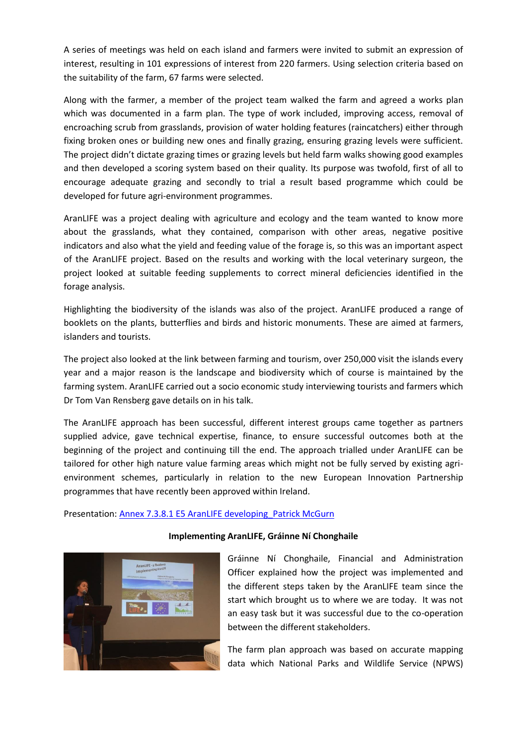A series of meetings was held on each island and farmers were invited to submit an expression of interest, resulting in 101 expressions of interest from 220 farmers. Using selection criteria based on the suitability of the farm, 67 farms were selected.

Along with the farmer, a member of the project team walked the farm and agreed a works plan which was documented in a farm plan. The type of work included, improving access, removal of encroaching scrub from grasslands, provision of water holding features (raincatchers) either through fixing broken ones or building new ones and finally grazing, ensuring grazing levels were sufficient. The project didn't dictate grazing times or grazing levels but held farm walks showing good examples and then developed a scoring system based on their quality. Its purpose was twofold, first of all to encourage adequate grazing and secondly to trial a result based programme which could be developed for future agri-environment programmes.

AranLIFE was a project dealing with agriculture and ecology and the team wanted to know more about the grasslands, what they contained, comparison with other areas, negative positive indicators and also what the yield and feeding value of the forage is, so this was an important aspect of the AranLIFE project. Based on the results and working with the local veterinary surgeon, the project looked at suitable feeding supplements to correct mineral deficiencies identified in the forage analysis.

Highlighting the biodiversity of the islands was also of the project. AranLIFE produced a range of booklets on the plants, butterflies and birds and historic monuments. These are aimed at farmers, islanders and tourists.

The project also looked at the link between farming and tourism, over 250,000 visit the islands every year and a major reason is the landscape and biodiversity which of course is maintained by the farming system. AranLIFE carried out a socio economic study interviewing tourists and farmers which Dr Tom Van Rensberg gave details on in his talk.

The AranLIFE approach has been successful, different interest groups came together as partners supplied advice, gave technical expertise, finance, to ensure successful outcomes both at the beginning of the project and continuing till the end. The approach trialled under AranLIFE can be tailored for other high nature value farming areas which might not be fully served by existing agri-environment schemes, particularly in relation to the new European Innovation Partnership programmes that have recently been approved within Ireland.

Presentation: Annex 7.3.8.1 E5 AranLIFE developing_Patrick McGurn

**Implementing AranLIFE, Gráinne Ní Chonghaile**

Gráinne Ní Chonghaile, Financial and Administration Officer explained how the project was implemented and the different steps taken by the AranLIFE team since the start which brought us to where we are today. It was not an easy task but it was successful due to the co-operation between the different stakeholders.

The farm plan approach was based on accurate mapping data which National Parks and Wildlife Service (NPWS)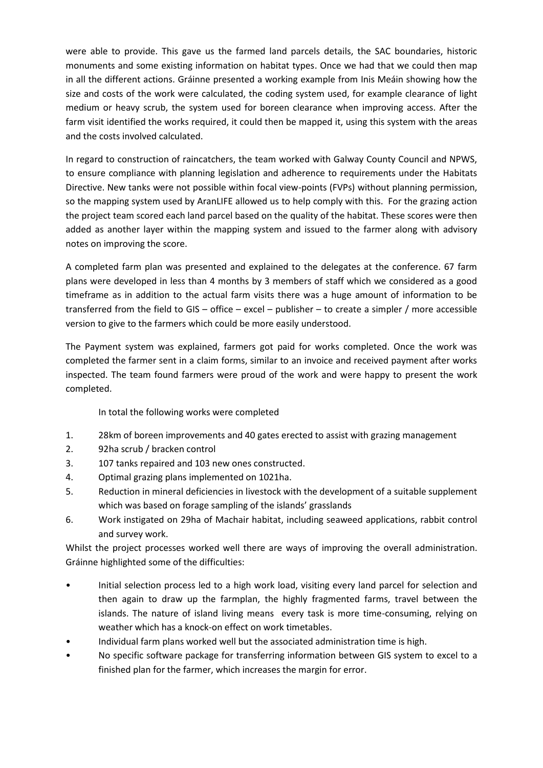were able to provide. This gave us the farmed land parcels details, the SAC boundaries, historic monuments and some existing information on habitat types. Once we had that we could then map in all the different actions. Gráinne presented a working example from Inis Meáin showing how the size and costs of the work were calculated, the coding system used, for example clearance of light medium or heavy scrub, the system used for boreen clearance when improving access. After the farm visit identified the works required, it could then be mapped it, using this system with the areas and the costs involved calculated.

In regard to construction of raincatchers, the team worked with Galway County Council and NPWS, to ensure compliance with planning legislation and adherence to requirements under the Habitats Directive. New tanks were not possible within focal view-points (FVPs) without planning permission, so the mapping system used by AranLIFE allowed us to help comply with this. For the grazing action the project team scored each land parcel based on the quality of the habitat. These scores were then added as another layer within the mapping system and issued to the farmer along with advisory notes on improving the score.

A completed farm plan was presented and explained to the delegates at the conference. 67 farm plans were developed in less than 4 months by 3 members of staff which we considered as a good timeframe as in addition to the actual farm visits there was a huge amount of information to be transferred from the field to GIS – office – excel – publisher – to create a simpler / more accessible version to give to the farmers which could be more easily understood.

The Payment system was explained, farmers got paid for works completed. Once the work was completed the farmer sent in a claim forms, similar to an invoice and received payment after works inspected. The team found farmers were proud of the work and were happy to present the work completed.

In total the following works were completed

1. 28km of boreen improvements and 40 gates erected to assist with grazing management
2. 92ha scrub / bracken control
3. 107 tanks repaired and 103 new ones constructed.
4. Optimal grazing plans implemented on 1021ha.
5. Reduction in mineral deficiencies in livestock with the development of a suitable supplement which was based on forage sampling of the islands' grasslands
6. Work instigated on 29ha of Machair habitat, including seaweed applications, rabbit control and survey work.

Whilst the project processes worked well there are ways of improving the overall administration. Gráinne highlighted some of the difficulties:

- Initial selection process led to a high work load, visiting every land parcel for selection and then again to draw up the farmplan, the highly fragmented farms, travel between the islands. The nature of island living means every task is more time-consuming, relying on weather which has a knock-on effect on work timetables.
- Individual farm plans worked well but the associated administration time is high.
- No specific software package for transferring information between GIS system to excel to a finished plan for the farmer, which increases the margin for error.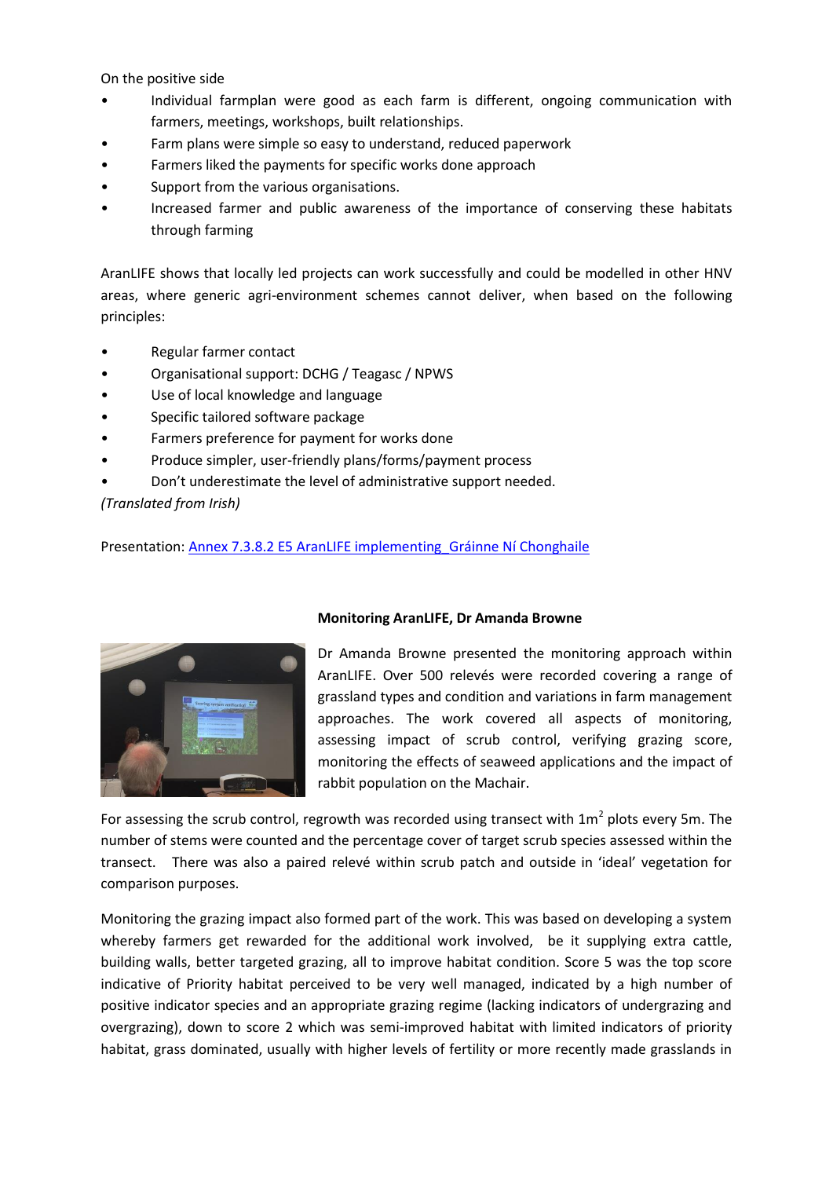On the positive side

- Individual farmplan were good as each farm is different, ongoing communication with farmers, meetings, workshops, built relationships.
- Farm plans were simple so easy to understand, reduced paperwork
- Farmers liked the payments for specific works done approach
- Support from the various organisations.
- Increased farmer and public awareness of the importance of conserving these habitats through farming

AranLIFE shows that locally led projects can work successfully and could be modelled in other HNV areas, where generic agri-environment schemes cannot deliver, when based on the following principles:

- Regular farmer contact
- Organisational support: DCHG / Teagasc / NPWS
- Use of local knowledge and language
- Specific tailored software package
- Farmers preference for payment for works done
- Produce simpler, user-friendly plans/forms/payment process
- Don't underestimate the level of administrative support needed.

*(Translated from Irish)*

Presentation: [Annex 7.3.8.2 E5 AranLIFE implementing_Gráinne Ní Chonghaile]

**Monitoring AranLIFE, Dr Amanda Browne**

Dr Amanda Browne presented the monitoring approach within AranLIFE. Over 500 relevés were recorded covering a range of grassland types and condition and variations in farm management approaches. The work covered all aspects of monitoring, assessing impact of scrub control, verifying grazing score, monitoring the effects of seaweed applications and the impact of rabbit population on the Machair.

For assessing the scrub control, regrowth was recorded using transect with $1m^2$ plots every 5m. The number of stems were counted and the percentage cover of target scrub species assessed within the transect. There was also a paired relevé within scrub patch and outside in 'ideal' vegetation for comparison purposes.

Monitoring the grazing impact also formed part of the work. This was based on developing a system whereby farmers get rewarded for the additional work involved, be it supplying extra cattle, building walls, better targeted grazing, all to improve habitat condition. Score 5 was the top score indicative of Priority habitat perceived to be very well managed, indicated by a high number of positive indicator species and an appropriate grazing regime (lacking indicators of undergrazing and overgrazing), down to score 2 which was semi-improved habitat with limited indicators of priority habitat, grass dominated, usually with higher levels of fertility or more recently made grasslands in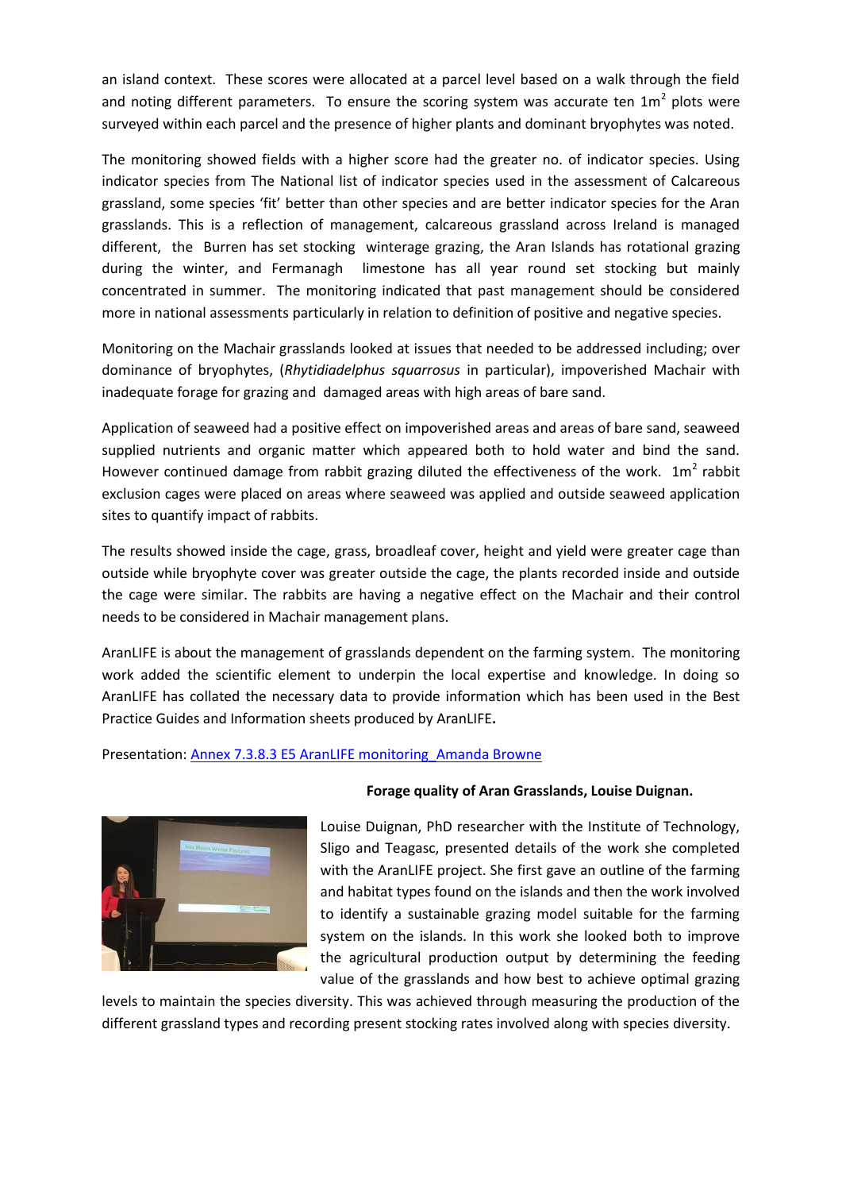an island context. These scores were allocated at a parcel level based on a walk through the field and noting different parameters. To ensure the scoring system was accurate ten $1m^2$ plots were surveyed within each parcel and the presence of higher plants and dominant bryophytes was noted.

The monitoring showed fields with a higher score had the greater no. of indicator species. Using indicator species from The National list of indicator species used in the assessment of Calcareous grassland, some species 'fit' better than other species and are better indicator species for the Aran grasslands. This is a reflection of management, calcareous grassland across Ireland is managed different, the Burren has set stocking winterage grazing, the Aran Islands has rotational grazing during the winter, and Fermanagh limestone has all year round set stocking but mainly concentrated in summer. The monitoring indicated that past management should be considered more in national assessments particularly in relation to definition of positive and negative species.

Monitoring on the Machair grasslands looked at issues that needed to be addressed including; over dominance of bryophytes, (*Rhytidiadelphus squarrosus* in particular), impoverished Machair with inadequate forage for grazing and damaged areas with high areas of bare sand.

Application of seaweed had a positive effect on impoverished areas and areas of bare sand, seaweed supplied nutrients and organic matter which appeared both to hold water and bind the sand. However continued damage from rabbit grazing diluted the effectiveness of the work. $1m^2$ rabbit exclusion cages were placed on areas where seaweed was applied and outside seaweed application sites to quantify impact of rabbits.

The results showed inside the cage, grass, broadleaf cover, height and yield were greater cage than outside while bryophyte cover was greater outside the cage, the plants recorded inside and outside the cage were similar. The rabbits are having a negative effect on the Machair and their control needs to be considered in Machair management plans.

AranLIFE is about the management of grasslands dependent on the farming system. The monitoring work added the scientific element to underpin the local expertise and knowledge. In doing so AranLIFE has collated the necessary data to provide information which has been used in the Best Practice Guides and Information sheets produced by AranLIFE**.**

Presentation: Annex 7.3.8.3 E5 AranLIFE monitoring_Amanda Browne

**Forage quality of Aran Grasslands, Louise Duignan.**

Louise Duignan, PhD researcher with the Institute of Technology, Sligo and Teagasc, presented details of the work she completed with the AranLIFE project. She first gave an outline of the farming and habitat types found on the islands and then the work involved to identify a sustainable grazing model suitable for the farming system on the islands. In this work she looked both to improve the agricultural production output by determining the feeding value of the grasslands and how best to achieve optimal grazing levels to maintain the species diversity. This was achieved through measuring the production of the different grassland types and recording present stocking rates involved along with species diversity.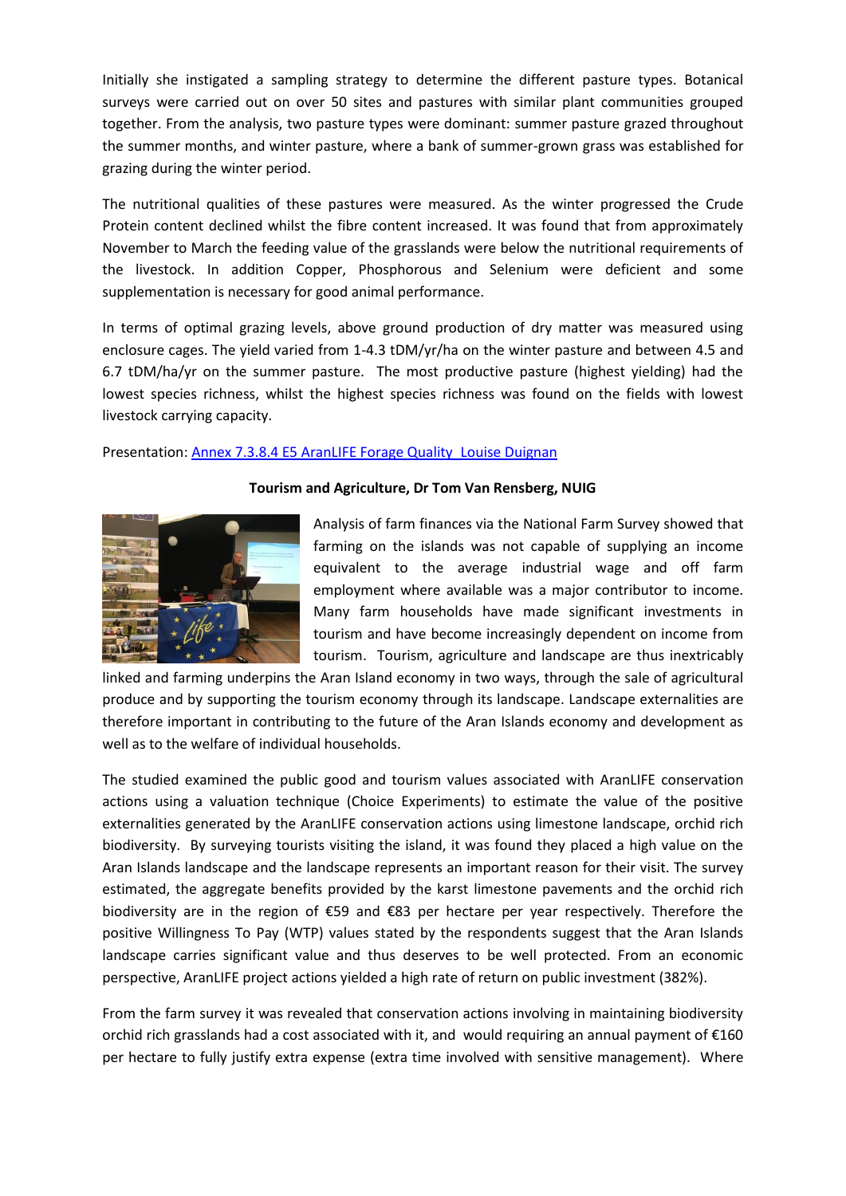Initially she instigated a sampling strategy to determine the different pasture types. Botanical surveys were carried out on over 50 sites and pastures with similar plant communities grouped together. From the analysis, two pasture types were dominant: summer pasture grazed throughout the summer months, and winter pasture, where a bank of summer-grown grass was established for grazing during the winter period.

The nutritional qualities of these pastures were measured. As the winter progressed the Crude Protein content declined whilst the fibre content increased. It was found that from approximately November to March the feeding value of the grasslands were below the nutritional requirements of the livestock. In addition Copper, Phosphorous and Selenium were deficient and some supplementation is necessary for good animal performance.

In terms of optimal grazing levels, above ground production of dry matter was measured using enclosure cages. The yield varied from 1-4.3 tDM/yr/ha on the winter pasture and between 4.5 and 6.7 tDM/ha/yr on the summer pasture. The most productive pasture (highest yielding) had the lowest species richness, whilst the highest species richness was found on the fields with lowest livestock carrying capacity.

Presentation: [Annex 7.3.8.4 E5 AranLIFE Forage Quality Louise Duignan]

**Tourism and Agriculture, Dr Tom Van Rensberg, NUIG**

Analysis of farm finances via the National Farm Survey showed that farming on the islands was not capable of supplying an income equivalent to the average industrial wage and off farm employment where available was a major contributor to income. Many farm households have made significant investments in tourism and have become increasingly dependent on income from tourism. Tourism, agriculture and landscape are thus inextricably linked and farming underpins the Aran Island economy in two ways, through the sale of agricultural produce and by supporting the tourism economy through its landscape. Landscape externalities are therefore important in contributing to the future of the Aran Islands economy and development as well as to the welfare of individual households.

The studied examined the public good and tourism values associated with AranLIFE conservation actions using a valuation technique (Choice Experiments) to estimate the value of the positive externalities generated by the AranLIFE conservation actions using limestone landscape, orchid rich biodiversity. By surveying tourists visiting the island, it was found they placed a high value on the Aran Islands landscape and the landscape represents an important reason for their visit. The survey estimated, the aggregate benefits provided by the karst limestone pavements and the orchid rich biodiversity are in the region of €59 and €83 per hectare per year respectively. Therefore the positive Willingness To Pay (WTP) values stated by the respondents suggest that the Aran Islands landscape carries significant value and thus deserves to be well protected. From an economic perspective, AranLIFE project actions yielded a high rate of return on public investment (382%).

From the farm survey it was revealed that conservation actions involving in maintaining biodiversity orchid rich grasslands had a cost associated with it, and would requiring an annual payment of €160 per hectare to fully justify extra expense (extra time involved with sensitive management). Where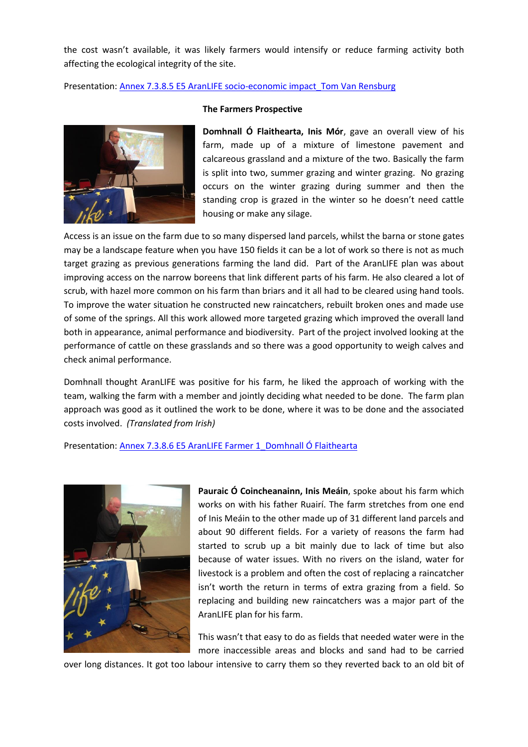the cost wasn't available, it was likely farmers would intensify or reduce farming activity both affecting the ecological integrity of the site.

Presentation: [Annex 7.3.8.5 E5 AranLIFE socio-economic impact_Tom Van Rensburg]

**The Farmers Prospective**

**Domhnall Ó Flaithearta, Inis Mór**, gave an overall view of his farm, made up of a mixture of limestone pavement and calcareous grassland and a mixture of the two. Basically the farm is split into two, summer grazing and winter grazing. No grazing occurs on the winter grazing during summer and then the standing crop is grazed in the winter so he doesn't need cattle housing or make any silage.

Access is an issue on the farm due to so many dispersed land parcels, whilst the barna or stone gates may be a landscape feature when you have 150 fields it can be a lot of work so there is not as much target grazing as previous generations farming the land did. Part of the AranLIFE plan was about improving access on the narrow boreens that link different parts of his farm. He also cleared a lot of scrub, with hazel more common on his farm than briars and it all had to be cleared using hand tools. To improve the water situation he constructed new raincatchers, rebuilt broken ones and made use of some of the springs. All this work allowed more targeted grazing which improved the overall land both in appearance, animal performance and biodiversity. Part of the project involved looking at the performance of cattle on these grasslands and so there was a good opportunity to weigh calves and check animal performance.

Domhnall thought AranLIFE was positive for his farm, he liked the approach of working with the team, walking the farm with a member and jointly deciding what needed to be done. The farm plan approach was good as it outlined the work to be done, where it was to be done and the associated costs involved. *(Translated from Irish)*

Presentation: [Annex 7.3.8.6 E5 AranLIFE Farmer 1_Domhnall Ó Flaithearta]

**Pauraic Ó Coincheanainn, Inis Meáin**, spoke about his farm which works on with his father Ruairí. The farm stretches from one end of Inis Meáin to the other made up of 31 different land parcels and about 90 different fields. For a variety of reasons the farm had started to scrub up a bit mainly due to lack of time but also because of water issues. With no rivers on the island, water for livestock is a problem and often the cost of replacing a raincatcher isn't worth the return in terms of extra grazing from a field. So replacing and building new raincatchers was a major part of the AranLIFE plan for his farm.

This wasn't that easy to do as fields that needed water were in the more inaccessible areas and blocks and sand had to be carried over long distances. It got too labour intensive to carry them so they reverted back to an old bit of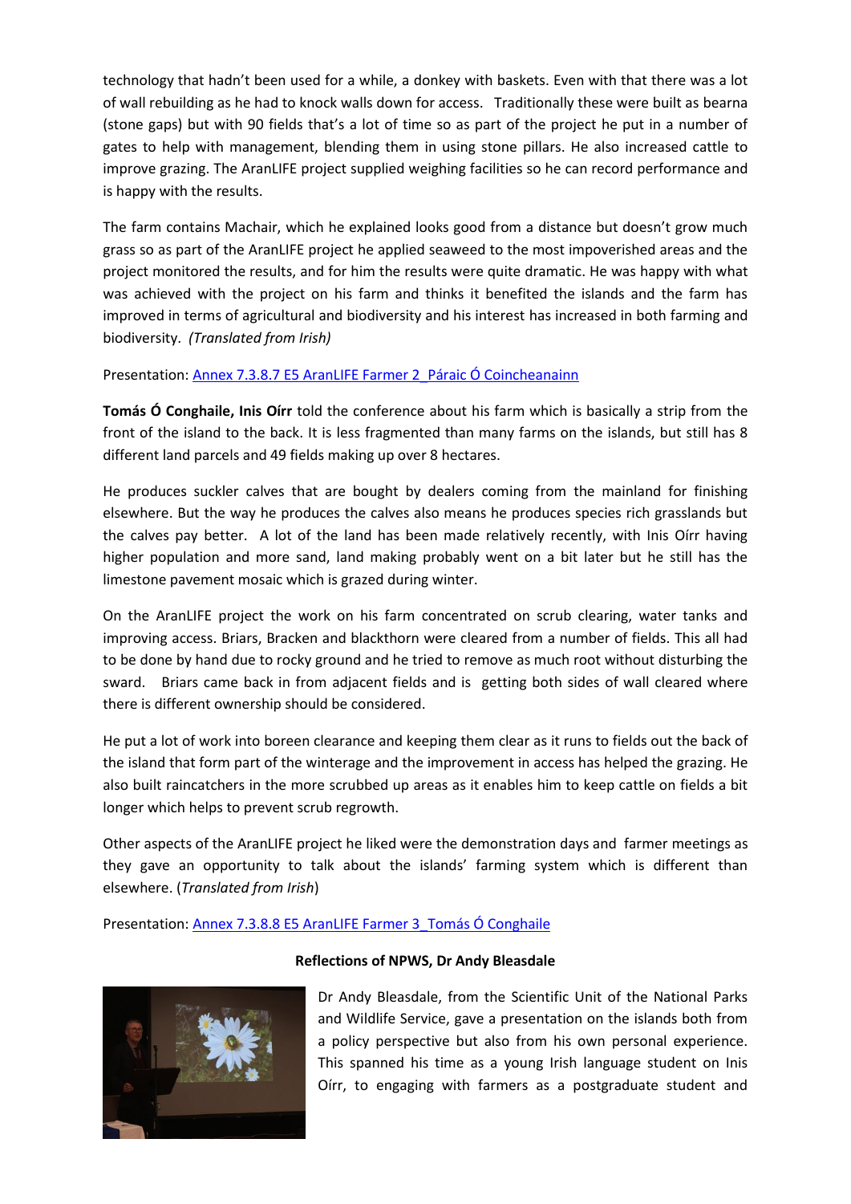technology that hadn't been used for a while, a donkey with baskets. Even with that there was a lot of wall rebuilding as he had to knock walls down for access. Traditionally these were built as bearna (stone gaps) but with 90 fields that's a lot of time so as part of the project he put in a number of gates to help with management, blending them in using stone pillars. He also increased cattle to improve grazing. The AranLIFE project supplied weighing facilities so he can record performance and is happy with the results.

The farm contains Machair, which he explained looks good from a distance but doesn't grow much grass so as part of the AranLIFE project he applied seaweed to the most impoverished areas and the project monitored the results, and for him the results were quite dramatic. He was happy with what was achieved with the project on his farm and thinks it benefited the islands and the farm has improved in terms of agricultural and biodiversity and his interest has increased in both farming and biodiversity. *(Translated from Irish)*

Presentation: Annex 7.3.8.7 E5 AranLIFE Farmer 2_Páraic Ó Coincheanainn

**Tomás Ó Conghaile, Inis Oírr** told the conference about his farm which is basically a strip from the front of the island to the back. It is less fragmented than many farms on the islands, but still has 8 different land parcels and 49 fields making up over 8 hectares.

He produces suckler calves that are bought by dealers coming from the mainland for finishing elsewhere. But the way he produces the calves also means he produces species rich grasslands but the calves pay better. A lot of the land has been made relatively recently, with Inis Oírr having higher population and more sand, land making probably went on a bit later but he still has the limestone pavement mosaic which is grazed during winter.

On the AranLIFE project the work on his farm concentrated on scrub clearing, water tanks and improving access. Briars, Bracken and blackthorn were cleared from a number of fields. This all had to be done by hand due to rocky ground and he tried to remove as much root without disturbing the sward. Briars came back in from adjacent fields and is getting both sides of wall cleared where there is different ownership should be considered.

He put a lot of work into boreen clearance and keeping them clear as it runs to fields out the back of the island that form part of the winterage and the improvement in access has helped the grazing. He also built raincatchers in the more scrubbed up areas as it enables him to keep cattle on fields a bit longer which helps to prevent scrub regrowth.

Other aspects of the AranLIFE project he liked were the demonstration days and farmer meetings as they gave an opportunity to talk about the islands' farming system which is different than elsewhere. (*Translated from Irish*)

Presentation: Annex 7.3.8.8 E5 AranLIFE Farmer 3_Tomás Ó Conghaile

**Reflections of NPWS, Dr Andy Bleasdale**

Dr Andy Bleasdale, from the Scientific Unit of the National Parks and Wildlife Service, gave a presentation on the islands both from a policy perspective but also from his own personal experience. This spanned his time as a young Irish language student on Inis Oírr, to engaging with farmers as a postgraduate student and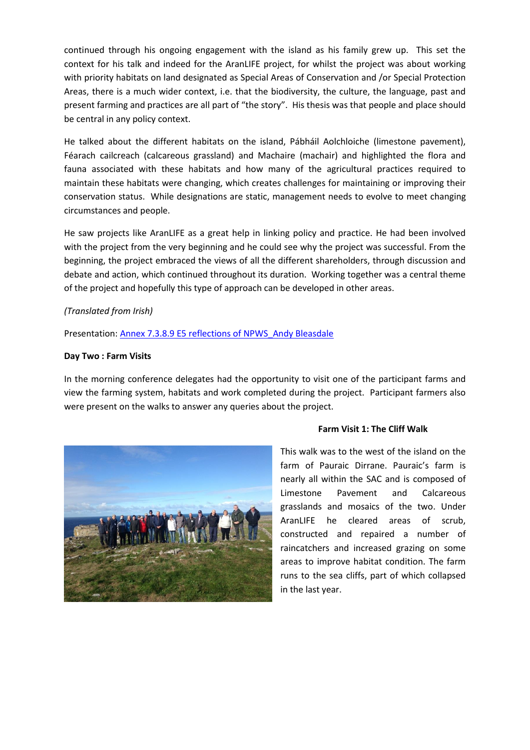continued through his ongoing engagement with the island as his family grew up. This set the context for his talk and indeed for the AranLIFE project, for whilst the project was about working with priority habitats on land designated as Special Areas of Conservation and /or Special Protection Areas, there is a much wider context, i.e. that the biodiversity, the culture, the language, past and present farming and practices are all part of "the story". His thesis was that people and place should be central in any policy context.

He talked about the different habitats on the island, Pábháil Aolchloiche (limestone pavement), Féarach cailcreach (calcareous grassland) and Machaire (machair) and highlighted the flora and fauna associated with these habitats and how many of the agricultural practices required to maintain these habitats were changing, which creates challenges for maintaining or improving their conservation status. While designations are static, management needs to evolve to meet changing circumstances and people.

He saw projects like AranLIFE as a great help in linking policy and practice. He had been involved with the project from the very beginning and he could see why the project was successful. From the beginning, the project embraced the views of all the different shareholders, through discussion and debate and action, which continued throughout its duration. Working together was a central theme of the project and hopefully this type of approach can be developed in other areas.

*(Translated from Irish)*

Presentation: Annex 7.3.8.9 E5 reflections of NPWS_Andy Bleasdale

**Day Two : Farm Visits**

In the morning conference delegates had the opportunity to visit one of the participant farms and view the farming system, habitats and work completed during the project. Participant farmers also were present on the walks to answer any queries about the project.

**Farm Visit 1: The Cliff Walk**

This walk was to the west of the island on the farm of Pauraic Dirrane. Pauraic's farm is nearly all within the SAC and is composed of Limestone Pavement and Calcareous grasslands and mosaics of the two. Under AranLIFE he cleared areas of scrub, constructed and repaired a number of raincatchers and increased grazing on some areas to improve habitat condition. The farm runs to the sea cliffs, part of which collapsed in the last year.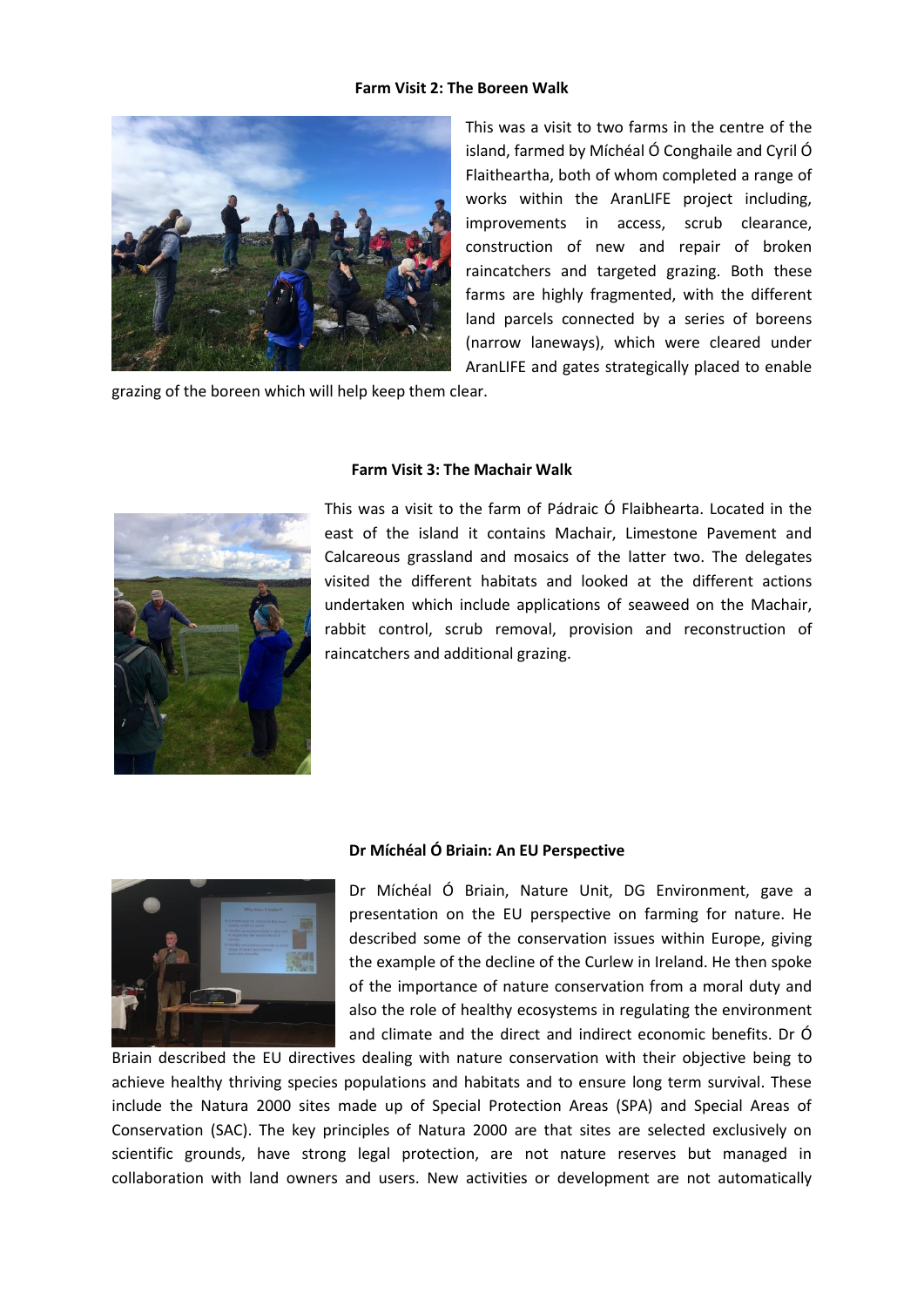**Farm Visit 2: The Boreen Walk**

This was a visit to two farms in the centre of the island, farmed by Míchéal Ó Conghaile and Cyril Ó Flaitheartha, both of whom completed a range of works within the AranLIFE project including, improvements in access, scrub clearance, construction of new and repair of broken raincatchers and targeted grazing. Both these farms are highly fragmented, with the different land parcels connected by a series of boreens (narrow laneways), which were cleared under AranLIFE and gates strategically placed to enable grazing of the boreen which will help keep them clear.

**Farm Visit 3: The Machair Walk**

This was a visit to the farm of Pádraic Ó Flaibhearta. Located in the east of the island it contains Machair, Limestone Pavement and Calcareous grassland and mosaics of the latter two. The delegates visited the different habitats and looked at the different actions undertaken which include applications of seaweed on the Machair, rabbit control, scrub removal, provision and reconstruction of raincatchers and additional grazing.

**Dr Míchéal Ó Briain: An EU Perspective**

Dr Míchéal Ó Briain, Nature Unit, DG Environment, gave a presentation on the EU perspective on farming for nature. He described some of the conservation issues within Europe, giving the example of the decline of the Curlew in Ireland. He then spoke of the importance of nature conservation from a moral duty and also the role of healthy ecosystems in regulating the environment and climate and the direct and indirect economic benefits. Dr Ó Briain described the EU directives dealing with nature conservation with their objective being to achieve healthy thriving species populations and habitats and to ensure long term survival. These include the Natura 2000 sites made up of Special Protection Areas (SPA) and Special Areas of Conservation (SAC). The key principles of Natura 2000 are that sites are selected exclusively on scientific grounds, have strong legal protection, are not nature reserves but managed in collaboration with land owners and users. New activities or development are not automatically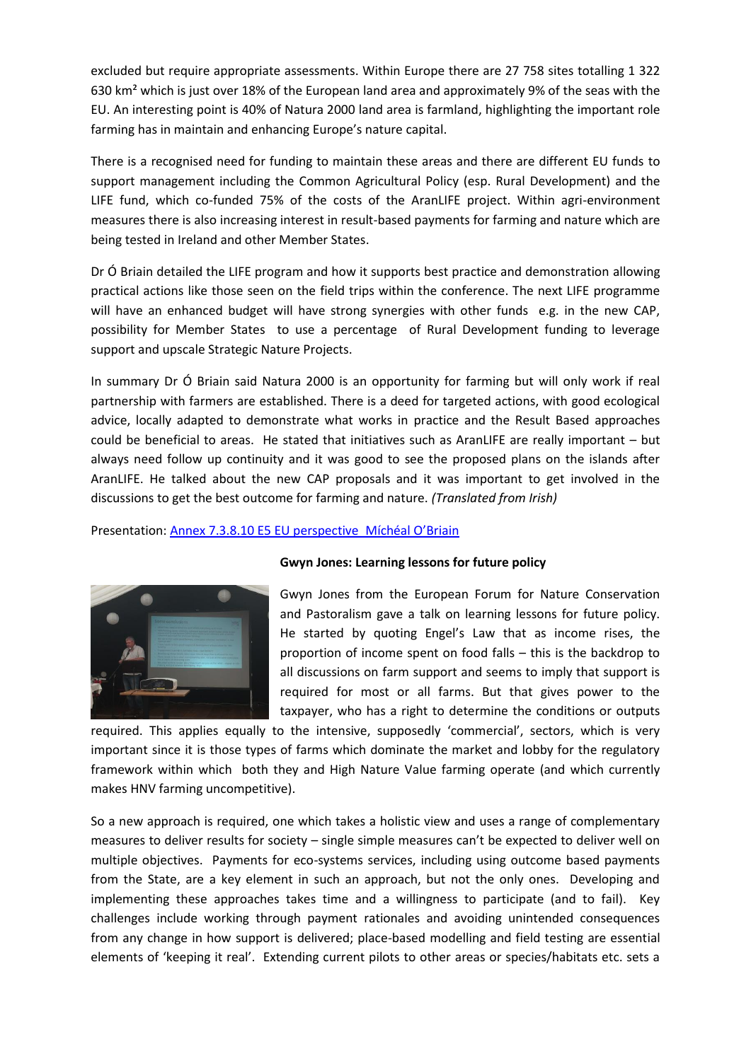excluded but require appropriate assessments. Within Europe there are 27 758 sites totalling 1 322 630 km² which is just over 18% of the European land area and approximately 9% of the seas with the EU. An interesting point is 40% of Natura 2000 land area is farmland, highlighting the important role farming has in maintain and enhancing Europe's nature capital.

There is a recognised need for funding to maintain these areas and there are different EU funds to support management including the Common Agricultural Policy (esp. Rural Development) and the LIFE fund, which co-funded 75% of the costs of the AranLIFE project. Within agri-environment measures there is also increasing interest in result-based payments for farming and nature which are being tested in Ireland and other Member States.

Dr Ó Briain detailed the LIFE program and how it supports best practice and demonstration allowing practical actions like those seen on the field trips within the conference. The next LIFE programme will have an enhanced budget will have strong synergies with other funds e.g. in the new CAP, possibility for Member States to use a percentage of Rural Development funding to leverage support and upscale Strategic Nature Projects.

In summary Dr Ó Briain said Natura 2000 is an opportunity for farming but will only work if real partnership with farmers are established. There is a deed for targeted actions, with good ecological advice, locally adapted to demonstrate what works in practice and the Result Based approaches could be beneficial to areas. He stated that initiatives such as AranLIFE are really important – but always need follow up continuity and it was good to see the proposed plans on the islands after AranLIFE. He talked about the new CAP proposals and it was important to get involved in the discussions to get the best outcome for farming and nature. *(Translated from Irish)*

Presentation: Annex 7.3.8.10 E5 EU perspective Míchéal O'Briain

**Gwyn Jones: Learning lessons for future policy**

Gwyn Jones from the European Forum for Nature Conservation and Pastoralism gave a talk on learning lessons for future policy. He started by quoting Engel's Law that as income rises, the proportion of income spent on food falls – this is the backdrop to all discussions on farm support and seems to imply that support is required for most or all farms. But that gives power to the taxpayer, who has a right to determine the conditions or outputs required. This applies equally to the intensive, supposedly 'commercial', sectors, which is very important since it is those types of farms which dominate the market and lobby for the regulatory framework within which both they and High Nature Value farming operate (and which currently makes HNV farming uncompetitive).

So a new approach is required, one which takes a holistic view and uses a range of complementary measures to deliver results for society – single simple measures can't be expected to deliver well on multiple objectives. Payments for eco-systems services, including using outcome based payments from the State, are a key element in such an approach, but not the only ones. Developing and implementing these approaches takes time and a willingness to participate (and to fail). Key challenges include working through payment rationales and avoiding unintended consequences from any change in how support is delivered; place-based modelling and field testing are essential elements of 'keeping it real'. Extending current pilots to other areas or species/habitats etc. sets a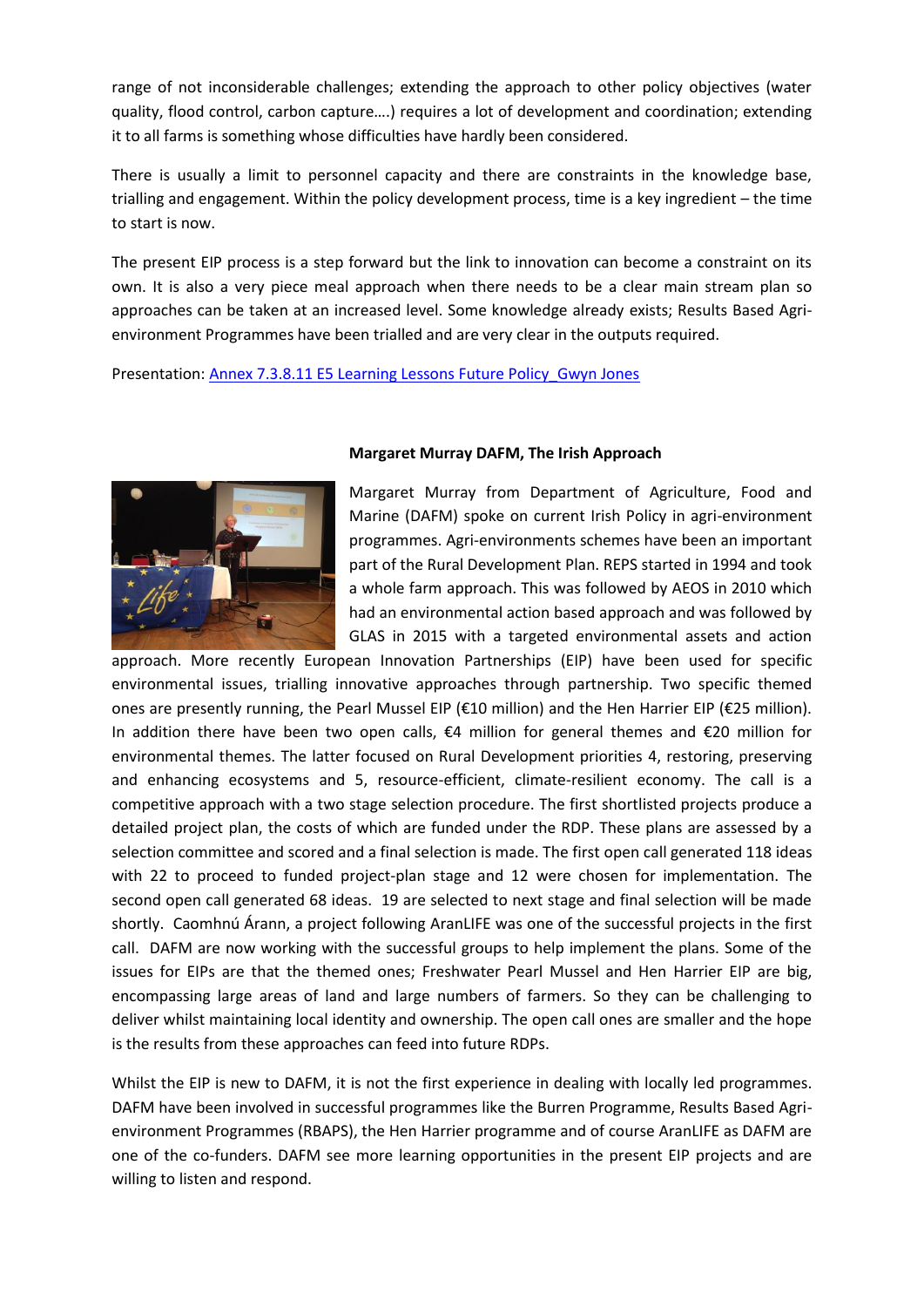range of not inconsiderable challenges; extending the approach to other policy objectives (water quality, flood control, carbon capture….) requires a lot of development and coordination; extending it to all farms is something whose difficulties have hardly been considered.

There is usually a limit to personnel capacity and there are constraints in the knowledge base, trialling and engagement. Within the policy development process, time is a key ingredient – the time to start is now.

The present EIP process is a step forward but the link to innovation can become a constraint on its own. It is also a very piece meal approach when there needs to be a clear main stream plan so approaches can be taken at an increased level. Some knowledge already exists; Results Based Agri-environment Programmes have been trialled and are very clear in the outputs required.

Presentation: [Annex 7.3.8.11 E5 Learning Lessons Future Policy_Gwyn Jones]()

**Margaret Murray DAFM, The Irish Approach**

Margaret Murray from Department of Agriculture, Food and Marine (DAFM) spoke on current Irish Policy in agri-environment programmes. Agri-environments schemes have been an important part of the Rural Development Plan. REPS started in 1994 and took a whole farm approach. This was followed by AEOS in 2010 which had an environmental action based approach and was followed by GLAS in 2015 with a targeted environmental assets and action approach. More recently European Innovation Partnerships (EIP) have been used for specific environmental issues, trialling innovative approaches through partnership. Two specific themed ones are presently running, the Pearl Mussel EIP (€10 million) and the Hen Harrier EIP (€25 million). In addition there have been two open calls, €4 million for general themes and €20 million for environmental themes. The latter focused on Rural Development priorities 4, restoring, preserving and enhancing ecosystems and 5, resource-efficient, climate-resilient economy. The call is a competitive approach with a two stage selection procedure. The first shortlisted projects produce a detailed project plan, the costs of which are funded under the RDP. These plans are assessed by a selection committee and scored and a final selection is made. The first open call generated 118 ideas with 22 to proceed to funded project-plan stage and 12 were chosen for implementation. The second open call generated 68 ideas. 19 are selected to next stage and final selection will be made shortly. Caomhnú Árann, a project following AranLIFE was one of the successful projects in the first call. DAFM are now working with the successful groups to help implement the plans. Some of the issues for EIPs are that the themed ones; Freshwater Pearl Mussel and Hen Harrier EIP are big, encompassing large areas of land and large numbers of farmers. So they can be challenging to deliver whilst maintaining local identity and ownership. The open call ones are smaller and the hope is the results from these approaches can feed into future RDPs.

Whilst the EIP is new to DAFM, it is not the first experience in dealing with locally led programmes. DAFM have been involved in successful programmes like the Burren Programme, Results Based Agri-environment Programmes (RBAPS), the Hen Harrier programme and of course AranLIFE as DAFM are one of the co-funders. DAFM see more learning opportunities in the present EIP projects and are willing to listen and respond.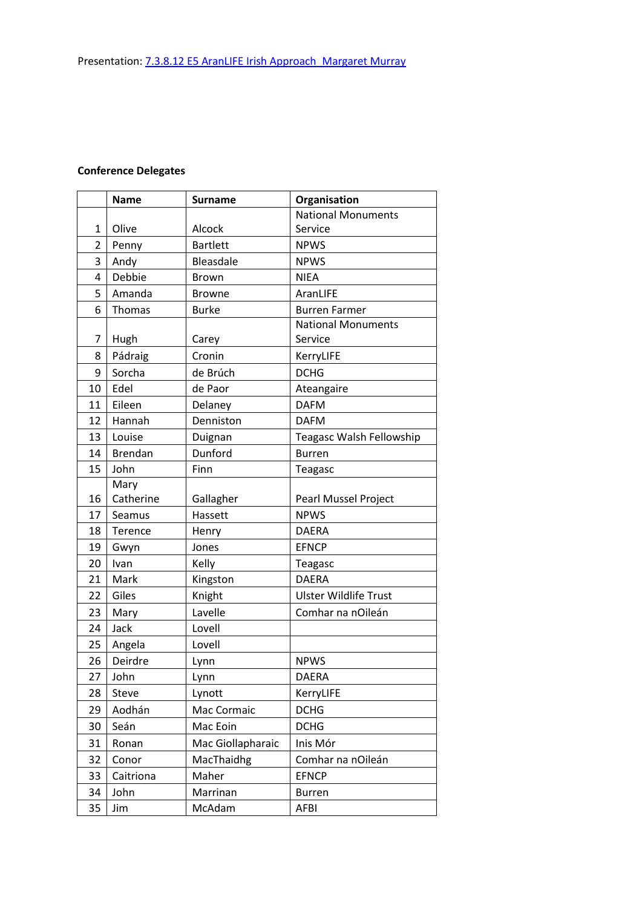Presentation: [7.3.8.12 E5 AranLIFE Irish Approach Margaret Murray]

**Conference Delegates**

| | Name | Surname | Organisation |
|---|---|---|---|
| 1 | Olive | Alcock | National Monuments Service |
| 2 | Penny | Bartlett | NPWS |
| 3 | Andy | Bleasdale | NPWS |
| 4 | Debbie | Brown | NIEA |
| 5 | Amanda | Browne | AranLIFE |
| 6 | Thomas | Burke | Burren Farmer |
| 7 | Hugh | Carey | National Monuments Service |
| 8 | Pádraig | Cronin | KerryLIFE |
| 9 | Sorcha | de Brúch | DCHG |
| 10 | Edel | de Paor | Ateangaire |
| 11 | Eileen | Delaney | DAFM |
| 12 | Hannah | Denniston | DAFM |
| 13 | Louise | Duignan | Teagasc Walsh Fellowship |
| 14 | Brendan | Dunford | Burren |
| 15 | John | Finn | Teagasc |
| 16 | Mary Catherine | Gallagher | Pearl Mussel Project |
| 17 | Seamus | Hassett | NPWS |
| 18 | Terence | Henry | DAERA |
| 19 | Gwyn | Jones | EFNCP |
| 20 | Ivan | Kelly | Teagasc |
| 21 | Mark | Kingston | DAERA |
| 22 | Giles | Knight | Ulster Wildlife Trust |
| 23 | Mary | Lavelle | Comhar na nOileán |
| 24 | Jack | Lovell | |
| 25 | Angela | Lovell | |
| 26 | Deirdre | Lynn | NPWS |
| 27 | John | Lynn | DAERA |
| 28 | Steve | Lynott | KerryLIFE |
| 29 | Aodhán | Mac Cormaic | DCHG |
| 30 | Seán | Mac Eoin | DCHG |
| 31 | Ronan | Mac Giollapharaic | Inis Mór |
| 32 | Conor | MacThaidhg | Comhar na nOileán |
| 33 | Caitriona | Maher | EFNCP |
| 34 | John | Marrinan | Burren |
| 35 | Jim | McAdam | AFBI |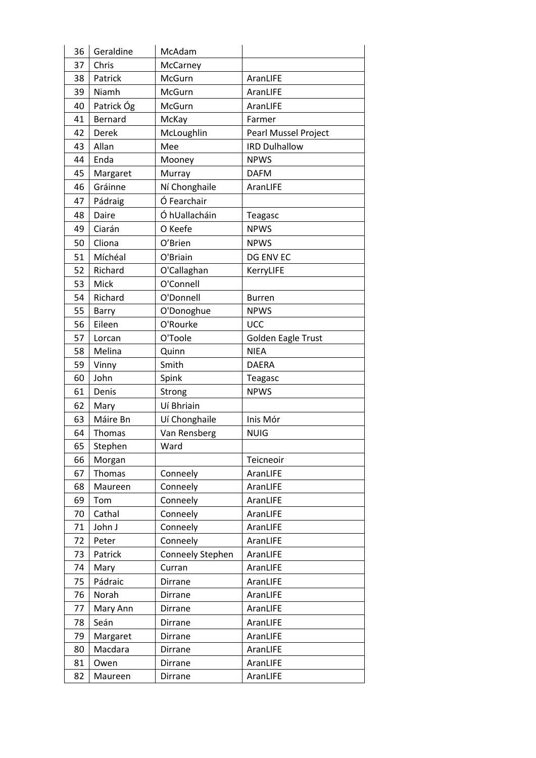| 36 | Geraldine | McAdam | |
|---|---|---|---|
| 37 | Chris | McCarney | |
| 38 | Patrick | McGurn | AranLIFE |
| 39 | Niamh | McGurn | AranLIFE |
| 40 | Patrick Óg | McGurn | AranLIFE |
| 41 | Bernard | McKay | Farmer |
| 42 | Derek | McLoughlin | Pearl Mussel Project |
| 43 | Allan | Mee | IRD Dulhallow |
| 44 | Enda | Mooney | NPWS |
| 45 | Margaret | Murray | DAFM |
| 46 | Gráinne | Ní Chonghaile | AranLIFE |
| 47 | Pádraig | Ó Fearchair | |
| 48 | Daire | Ó hUallacháin | Teagasc |
| 49 | Ciarán | O Keefe | NPWS |
| 50 | Cliona | O'Brien | NPWS |
| 51 | Míchéal | O'Briain | DG ENV EC |
| 52 | Richard | O'Callaghan | KerryLIFE |
| 53 | Mick | O'Connell | |
| 54 | Richard | O'Donnell | Burren |
| 55 | Barry | O'Donoghue | NPWS |
| 56 | Eileen | O'Rourke | UCC |
| 57 | Lorcan | O'Toole | Golden Eagle Trust |
| 58 | Melina | Quinn | NIEA |
| 59 | Vinny | Smith | DAERA |
| 60 | John | Spink | Teagasc |
| 61 | Denis | Strong | NPWS |
| 62 | Mary | Uí Bhriain | |
| 63 | Máire Bn | Uí Chonghaile | Inis Mór |
| 64 | Thomas | Van Rensberg | NUIG |
| 65 | Stephen | Ward | |
| 66 | Morgan | | Teicneoir |
| 67 | Thomas | Conneely | AranLIFE |
| 68 | Maureen | Conneely | AranLIFE |
| 69 | Tom | Conneely | AranLIFE |
| 70 | Cathal | Conneely | AranLIFE |
| 71 | John J | Conneely | AranLIFE |
| 72 | Peter | Conneely | AranLIFE |
| 73 | Patrick | Conneely Stephen | AranLIFE |
| 74 | Mary | Curran | AranLIFE |
| 75 | Pádraic | Dirrane | AranLIFE |
| 76 | Norah | Dirrane | AranLIFE |
| 77 | Mary Ann | Dirrane | AranLIFE |
| 78 | Seán | Dirrane | AranLIFE |
| 79 | Margaret | Dirrane | AranLIFE |
| 80 | Macdara | Dirrane | AranLIFE |
| 81 | Owen | Dirrane | AranLIFE |
| 82 | Maureen | Dirrane | AranLIFE |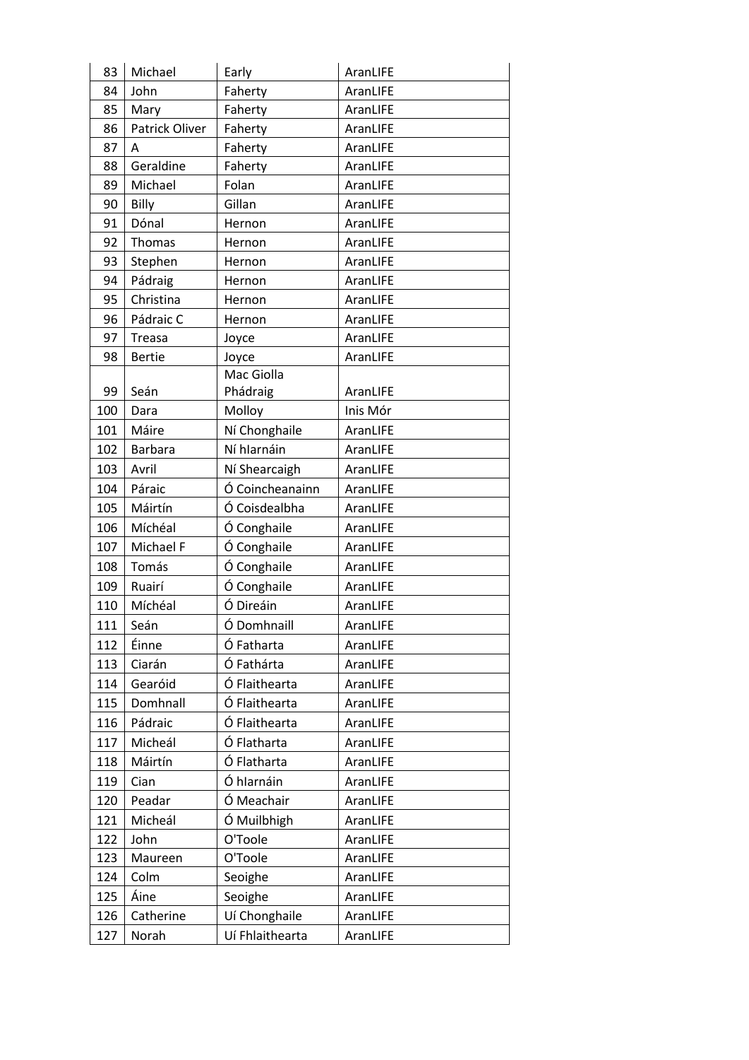| | | | |
|---|---|---|---|
| 83 | Michael | Early | AranLIFE |
| 84 | John | Faherty | AranLIFE |
| 85 | Mary | Faherty | AranLIFE |
| 86 | Patrick Oliver | Faherty | AranLIFE |
| 87 | A | Faherty | AranLIFE |
| 88 | Geraldine | Faherty | AranLIFE |
| 89 | Michael | Folan | AranLIFE |
| 90 | Billy | Gillan | AranLIFE |
| 91 | Dónal | Hernon | AranLIFE |
| 92 | Thomas | Hernon | AranLIFE |
| 93 | Stephen | Hernon | AranLIFE |
| 94 | Pádraig | Hernon | AranLIFE |
| 95 | Christina | Hernon | AranLIFE |
| 96 | Pádraic C | Hernon | AranLIFE |
| 97 | Treasa | Joyce | AranLIFE |
| 98 | Bertie | Joyce | AranLIFE |
| 99 | Seán | Mac Giolla Phádraig | AranLIFE |
| 100 | Dara | Molloy | Inis Mór |
| 101 | Máire | Ní Chonghaile | AranLIFE |
| 102 | Barbara | Ní hIarnáin | AranLIFE |
| 103 | Avril | Ní Shearcaigh | AranLIFE |
| 104 | Páraic | Ó Coincheanainn | AranLIFE |
| 105 | Máirtín | Ó Coisdealbha | AranLIFE |
| 106 | Míchéal | Ó Conghaile | AranLIFE |
| 107 | Michael F | Ó Conghaile | AranLIFE |
| 108 | Tomás | Ó Conghaile | AranLIFE |
| 109 | Ruairí | Ó Conghaile | AranLIFE |
| 110 | Míchéal | Ó Direáin | AranLIFE |
| 111 | Seán | Ó Domhnaill | AranLIFE |
| 112 | Éinne | Ó Fatharta | AranLIFE |
| 113 | Ciarán | Ó Fathárta | AranLIFE |
| 114 | Gearóid | Ó Flaithearta | AranLIFE |
| 115 | Domhnall | Ó Flaithearta | AranLIFE |
| 116 | Pádraic | Ó Flaithearta | AranLIFE |
| 117 | Micheál | Ó Flatharta | AranLIFE |
| 118 | Máirtín | Ó Flatharta | AranLIFE |
| 119 | Cian | Ó hIarnáin | AranLIFE |
| 120 | Peadar | Ó Meachair | AranLIFE |
| 121 | Micheál | Ó Muilbhigh | AranLIFE |
| 122 | John | O'Toole | AranLIFE |
| 123 | Maureen | O'Toole | AranLIFE |
| 124 | Colm | Seoighe | AranLIFE |
| 125 | Áine | Seoighe | AranLIFE |
| 126 | Catherine | Uí Chonghaile | AranLIFE |
| 127 | Norah | Uí Fhlaithearta | AranLIFE |